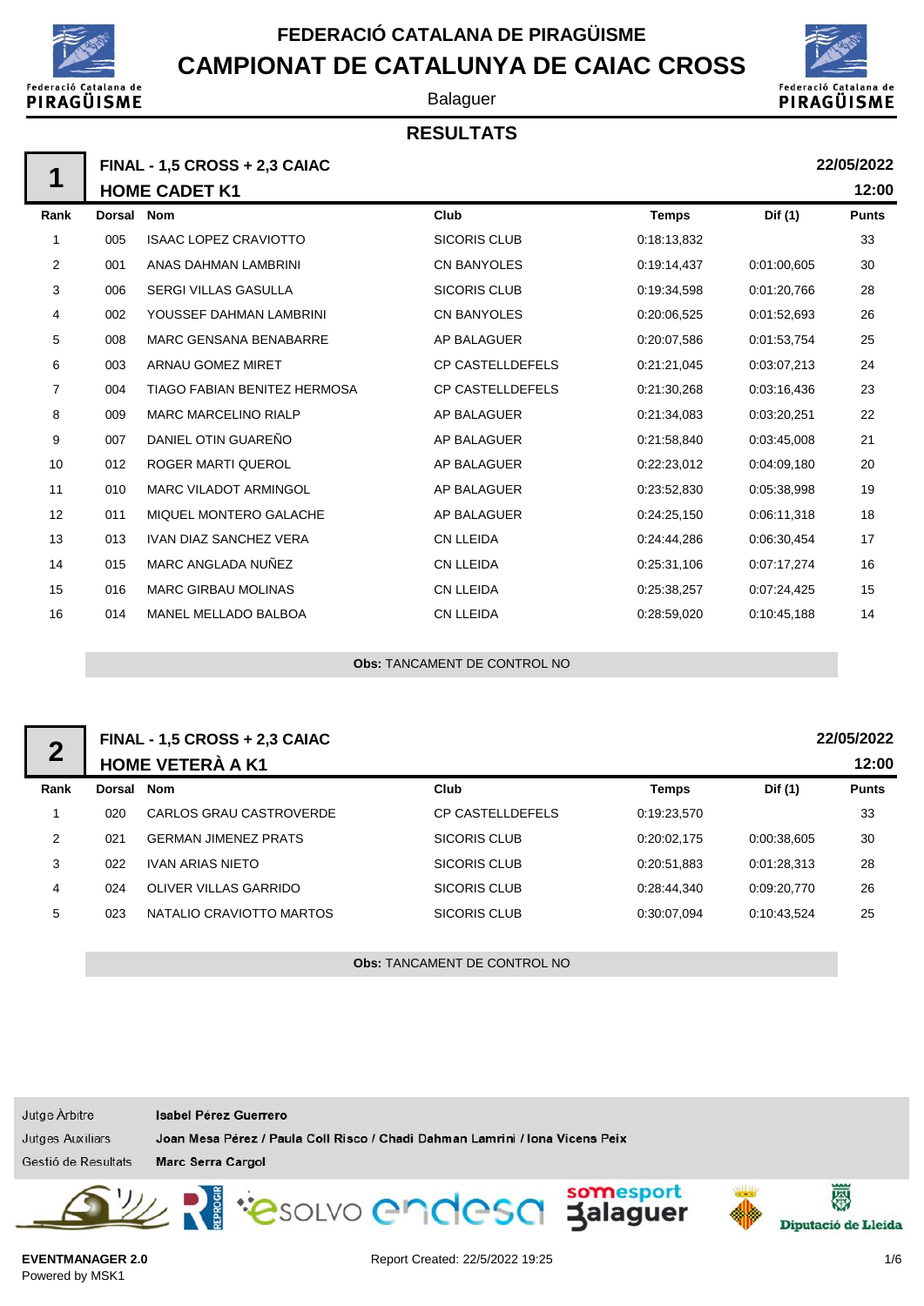# FEDERACIÓ CATALANA DE PIRAGÜISME

# CAMPIONAT DE CATALUNYA DE CAIAC CROSS

Balaguer

## RESULTATS

### 1 — FINAL - 1,5 CROSS + 2,3 CAIAC — HOME CADET K1

22/05/2022 12:00

| Rank | Dorsal | Nom | Club | Temps | Dif (1) | Punts |
|---|---|---|---|---|---|---|
| 1 | 005 | ISAAC LOPEZ CRAVIOTTO | SICORIS CLUB | 0:18:13,832 | | 33 |
| 2 | 001 | ANAS DAHMAN LAMBRINI | CN BANYOLES | 0:19:14,437 | 0:01:00,605 | 30 |
| 3 | 006 | SERGI VILLAS GASULLA | SICORIS CLUB | 0:19:34,598 | 0:01:20,766 | 28 |
| 4 | 002 | YOUSSEF DAHMAN LAMBRINI | CN BANYOLES | 0:20:06,525 | 0:01:52,693 | 26 |
| 5 | 008 | MARC GENSANA BENABARRE | AP BALAGUER | 0:20:07,586 | 0:01:53,754 | 25 |
| 6 | 003 | ARNAU GOMEZ MIRET | CP CASTELLDEFELS | 0:21:21,045 | 0:03:07,213 | 24 |
| 7 | 004 | TIAGO FABIAN BENITEZ HERMOSA | CP CASTELLDEFELS | 0:21:30,268 | 0:03:16,436 | 23 |
| 8 | 009 | MARC MARCELINO RIALP | AP BALAGUER | 0:21:34,083 | 0:03:20,251 | 22 |
| 9 | 007 | DANIEL OTIN GUAREÑO | AP BALAGUER | 0:21:58,840 | 0:03:45,008 | 21 |
| 10 | 012 | ROGER MARTI QUEROL | AP BALAGUER | 0:22:23,012 | 0:04:09,180 | 20 |
| 11 | 010 | MARC VILADOT ARMINGOL | AP BALAGUER | 0:23:52,830 | 0:05:38,998 | 19 |
| 12 | 011 | MIQUEL MONTERO GALACHE | AP BALAGUER | 0:24:25,150 | 0:06:11,318 | 18 |
| 13 | 013 | IVAN DIAZ SANCHEZ VERA | CN LLEIDA | 0:24:44,286 | 0:06:30,454 | 17 |
| 14 | 015 | MARC ANGLADA NUÑEZ | CN LLEIDA | 0:25:31,106 | 0:07:17,274 | 16 |
| 15 | 016 | MARC GIRBAU MOLINAS | CN LLEIDA | 0:25:38,257 | 0:07:24,425 | 15 |
| 16 | 014 | MANEL MELLADO BALBOA | CN LLEIDA | 0:28:59,020 | 0:10:45,188 | 14 |

**Obs:** TANCAMENT DE CONTROL NO

### 2 — FINAL - 1,5 CROSS + 2,3 CAIAC — HOME VETERÀ A K1

22/05/2022 12:00

| Rank | Dorsal | Nom | Club | Temps | Dif (1) | Punts |
|---|---|---|---|---|---|---|
| 1 | 020 | CARLOS GRAU CASTROVERDE | CP CASTELLDEFELS | 0:19:23,570 | | 33 |
| 2 | 021 | GERMAN JIMENEZ PRATS | SICORIS CLUB | 0:20:02,175 | 0:00:38,605 | 30 |
| 3 | 022 | IVAN ARIAS NIETO | SICORIS CLUB | 0:20:51,883 | 0:01:28,313 | 28 |
| 4 | 024 | OLIVER VILLAS GARRIDO | SICORIS CLUB | 0:28:44,340 | 0:09:20,770 | 26 |
| 5 | 023 | NATALIO CRAVIOTTO MARTOS | SICORIS CLUB | 0:30:07,094 | 0:10:43,524 | 25 |

**Obs:** TANCAMENT DE CONTROL NO

| | |
|---|---|
| Jutge Àrbitre | **Isabel Pérez Guerrero** |
| Jutges Auxiliars | **Joan Mesa Pérez / Paula Coll Risco / Chadi Dahman Lamrini / Iona Vicens Peix** |
| Gestió de Resultats | **Marc Serra Cargol** |

**EVENTMANAGER 2.0**
Powered by MSK1

Report Created: 22/5/2022 19:25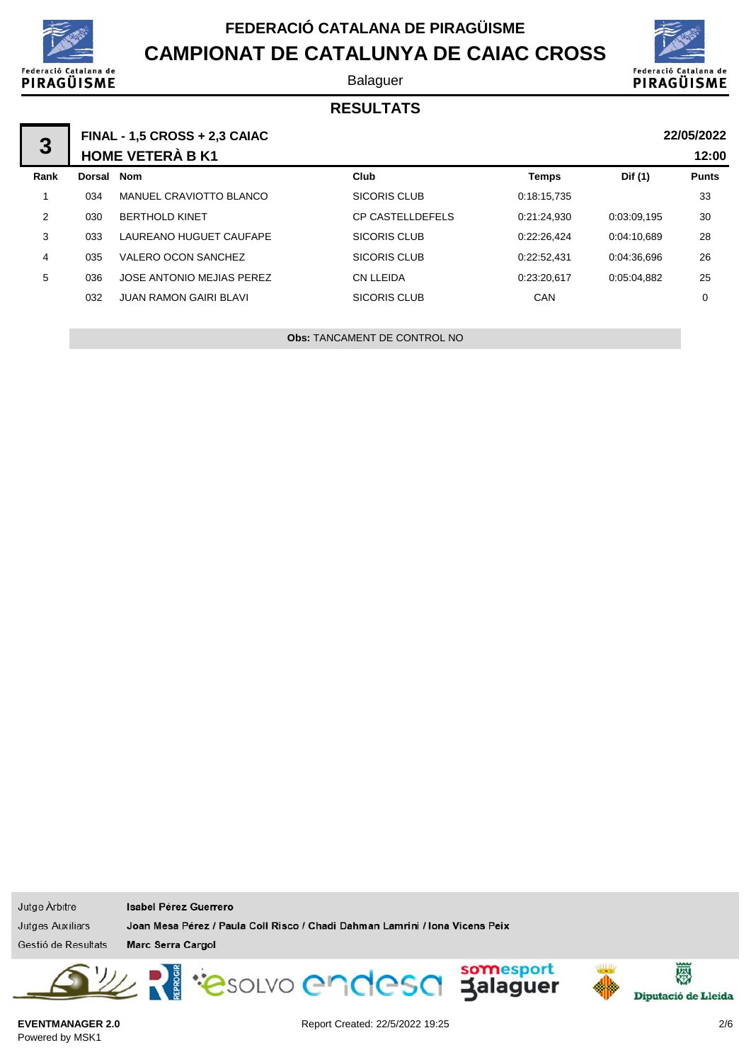# FEDERACIÓ CATALANA DE PIRAGÜISME

## CAMPIONAT DE CATALUNYA DE CAIAC CROSS

Balaguer

### RESULTATS

**3** — **FINAL - 1,5 CROSS + 2,3 CAIAC** — **22/05/2022**

**HOME VETERÀ B K1** — **12:00**

| Rank | Dorsal | Nom | Club | Temps | Dif (1) | Punts |
|---|---|---|---|---|---|---|
| 1 | 034 | MANUEL CRAVIOTTO BLANCO | SICORIS CLUB | 0:18:15,735 | | 33 |
| 2 | 030 | BERTHOLD KINET | CP CASTELLDEFELS | 0:21:24,930 | 0:03:09,195 | 30 |
| 3 | 033 | LAUREANO HUGUET CAUFAPE | SICORIS CLUB | 0:22:26,424 | 0:04:10,689 | 28 |
| 4 | 035 | VALERO OCON SANCHEZ | SICORIS CLUB | 0:22:52,431 | 0:04:36,696 | 26 |
| 5 | 036 | JOSE ANTONIO MEJIAS PEREZ | CN LLEIDA | 0:23:20,617 | 0:05:04,882 | 25 |
| | 032 | JUAN RAMON GAIRI BLAVI | SICORIS CLUB | CAN | | 0 |

**Obs:** TANCAMENT DE CONTROL NO

Jutge Àrbitre: **Isabel Pérez Guerrero**

Jutges Auxiliars: **Joan Mesa Pérez / Paula Coll Risco / Chadi Dahman Lamrini / Iona Vicens Peix**

Gestió de Resultats: **Marc Serra Cargol**

**EVENTMANAGER 2.0**
Powered by MSK1

Report Created: 22/5/2022 19:25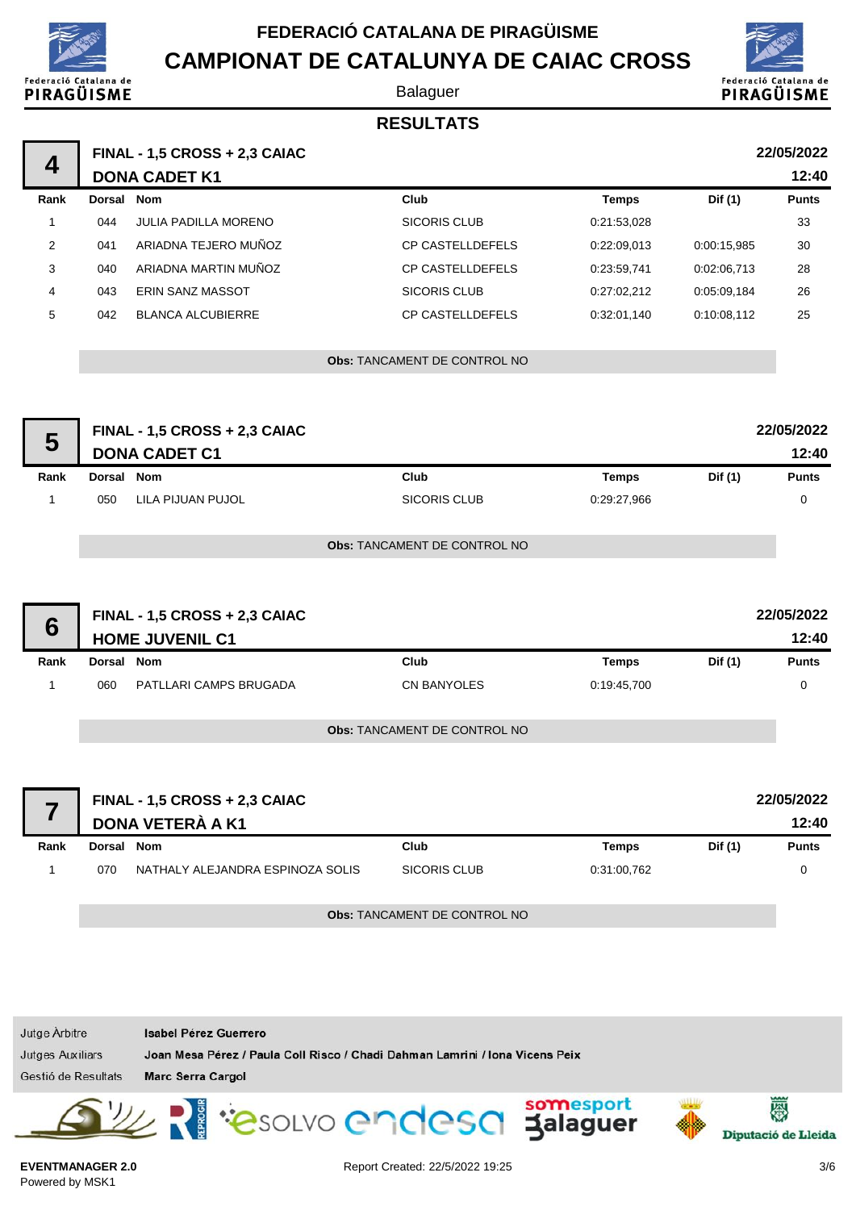# FEDERACIÓ CATALANA DE PIRAGÜISME

## CAMPIONAT DE CATALUNYA DE CAIAC CROSS

Balaguer

### RESULTATS

**4** — **FINAL - 1,5 CROSS + 2,3 CAIAC** — **DONA CADET K1** — 22/05/2022 12:40

| Rank | Dorsal | Nom | Club | Temps | Dif (1) | Punts |
|---|---|---|---|---|---|---|
| 1 | 044 | JULIA PADILLA MORENO | SICORIS CLUB | 0:21:53,028 | | 33 |
| 2 | 041 | ARIADNA TEJERO MUÑOZ | CP CASTELLDEFELS | 0:22:09,013 | 0:00:15,985 | 30 |
| 3 | 040 | ARIADNA MARTIN MUÑOZ | CP CASTELLDEFELS | 0:23:59,741 | 0:02:06,713 | 28 |
| 4 | 043 | ERIN SANZ MASSOT | SICORIS CLUB | 0:27:02,212 | 0:05:09,184 | 26 |
| 5 | 042 | BLANCA ALCUBIERRE | CP CASTELLDEFELS | 0:32:01,140 | 0:10:08,112 | 25 |

**Obs:** TANCAMENT DE CONTROL NO

**5** — **FINAL - 1,5 CROSS + 2,3 CAIAC** — **DONA CADET C1** — 22/05/2022 12:40

| Rank | Dorsal | Nom | Club | Temps | Dif (1) | Punts |
|---|---|---|---|---|---|---|
| 1 | 050 | LILA PIJUAN PUJOL | SICORIS CLUB | 0:29:27,966 | | 0 |

**Obs:** TANCAMENT DE CONTROL NO

**6** — **FINAL - 1,5 CROSS + 2,3 CAIAC** — **HOME JUVENIL C1** — 22/05/2022 12:40

| Rank | Dorsal | Nom | Club | Temps | Dif (1) | Punts |
|---|---|---|---|---|---|---|
| 1 | 060 | PATLLARI CAMPS BRUGADA | CN BANYOLES | 0:19:45,700 | | 0 |

**Obs:** TANCAMENT DE CONTROL NO

**7** — **FINAL - 1,5 CROSS + 2,3 CAIAC** — **DONA VETERÀ A K1** — 22/05/2022 12:40

| Rank | Dorsal | Nom | Club | Temps | Dif (1) | Punts |
|---|---|---|---|---|---|---|
| 1 | 070 | NATHALY ALEJANDRA ESPINOZA SOLIS | SICORIS CLUB | 0:31:00,762 | | 0 |

**Obs:** TANCAMENT DE CONTROL NO

Jutge Àrbitre: **Isabel Pérez Guerrero**
Jutges Auxiliars: **Joan Mesa Pérez / Paula Coll Risco / Chadi Dahman Lamrini / Iona Vicens Peix**
Gestió de Resultats: **Marc Serra Cargol**

EVENTMANAGER 2.0
Powered by MSK1

Report Created: 22/5/2022 19:25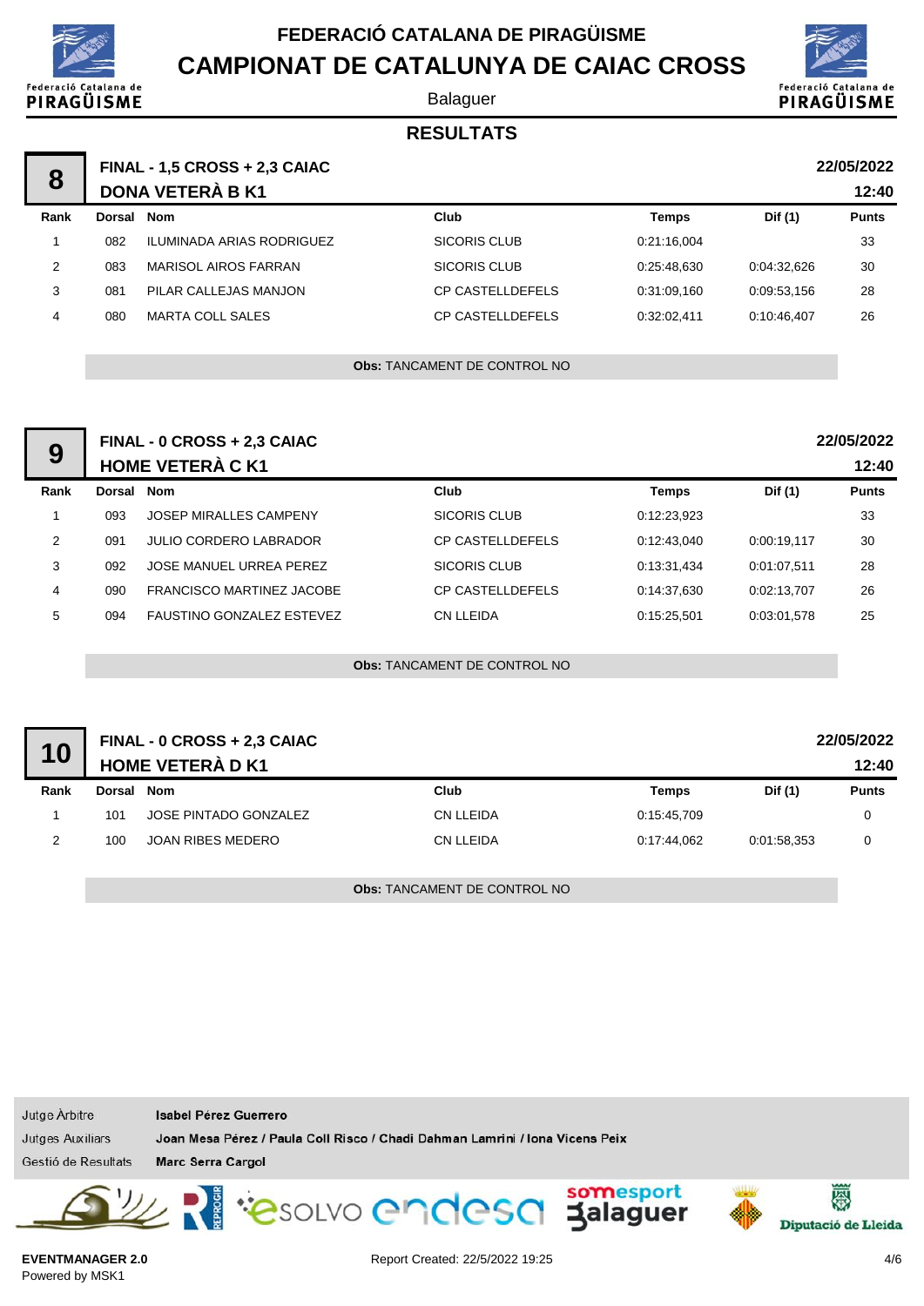# FEDERACIÓ CATALANA DE PIRAGÜISME

# CAMPIONAT DE CATALUNYA DE CAIAC CROSS

Balaguer

## RESULTATS

### 8 — FINAL - 1,5 CROSS + 2,3 CAIAC — DONA VETERÀ B K1

22/05/2022 12:40

| Rank | Dorsal | Nom | Club | Temps | Dif (1) | Punts |
|---|---|---|---|---|---|---|
| 1 | 082 | ILUMINADA ARIAS RODRIGUEZ | SICORIS CLUB | 0:21:16,004 | | 33 |
| 2 | 083 | MARISOL AIROS FARRAN | SICORIS CLUB | 0:25:48,630 | 0:04:32,626 | 30 |
| 3 | 081 | PILAR CALLEJAS MANJON | CP CASTELLDEFELS | 0:31:09,160 | 0:09:53,156 | 28 |
| 4 | 080 | MARTA COLL SALES | CP CASTELLDEFELS | 0:32:02,411 | 0:10:46,407 | 26 |

**Obs:** TANCAMENT DE CONTROL NO

### 9 — FINAL - 0 CROSS + 2,3 CAIAC — HOME VETERÀ C K1

22/05/2022 12:40

| Rank | Dorsal | Nom | Club | Temps | Dif (1) | Punts |
|---|---|---|---|---|---|---|
| 1 | 093 | JOSEP MIRALLES CAMPENY | SICORIS CLUB | 0:12:23,923 | | 33 |
| 2 | 091 | JULIO CORDERO LABRADOR | CP CASTELLDEFELS | 0:12:43,040 | 0:00:19,117 | 30 |
| 3 | 092 | JOSE MANUEL URREA PEREZ | SICORIS CLUB | 0:13:31,434 | 0:01:07,511 | 28 |
| 4 | 090 | FRANCISCO MARTINEZ JACOBE | CP CASTELLDEFELS | 0:14:37,630 | 0:02:13,707 | 26 |
| 5 | 094 | FAUSTINO GONZALEZ ESTEVEZ | CN LLEIDA | 0:15:25,501 | 0:03:01,578 | 25 |

**Obs:** TANCAMENT DE CONTROL NO

### 10 — FINAL - 0 CROSS + 2,3 CAIAC — HOME VETERÀ D K1

22/05/2022 12:40

| Rank | Dorsal | Nom | Club | Temps | Dif (1) | Punts |
|---|---|---|---|---|---|---|
| 1 | 101 | JOSE PINTADO GONZALEZ | CN LLEIDA | 0:15:45,709 | | 0 |
| 2 | 100 | JOAN RIBES MEDERO | CN LLEIDA | 0:17:44,062 | 0:01:58,353 | 0 |

**Obs:** TANCAMENT DE CONTROL NO

Jutge Àrbitre: **Isabel Pérez Guerrero**

Jutges Auxiliars: **Joan Mesa Pérez / Paula Coll Risco / Chadi Dahman Lamrini / Iona Vicens Peix**

Gestió de Resultats: **Marc Serra Cargol**

EVENTMANAGER 2.0
Powered by MSK1

Report Created: 22/5/2022 19:25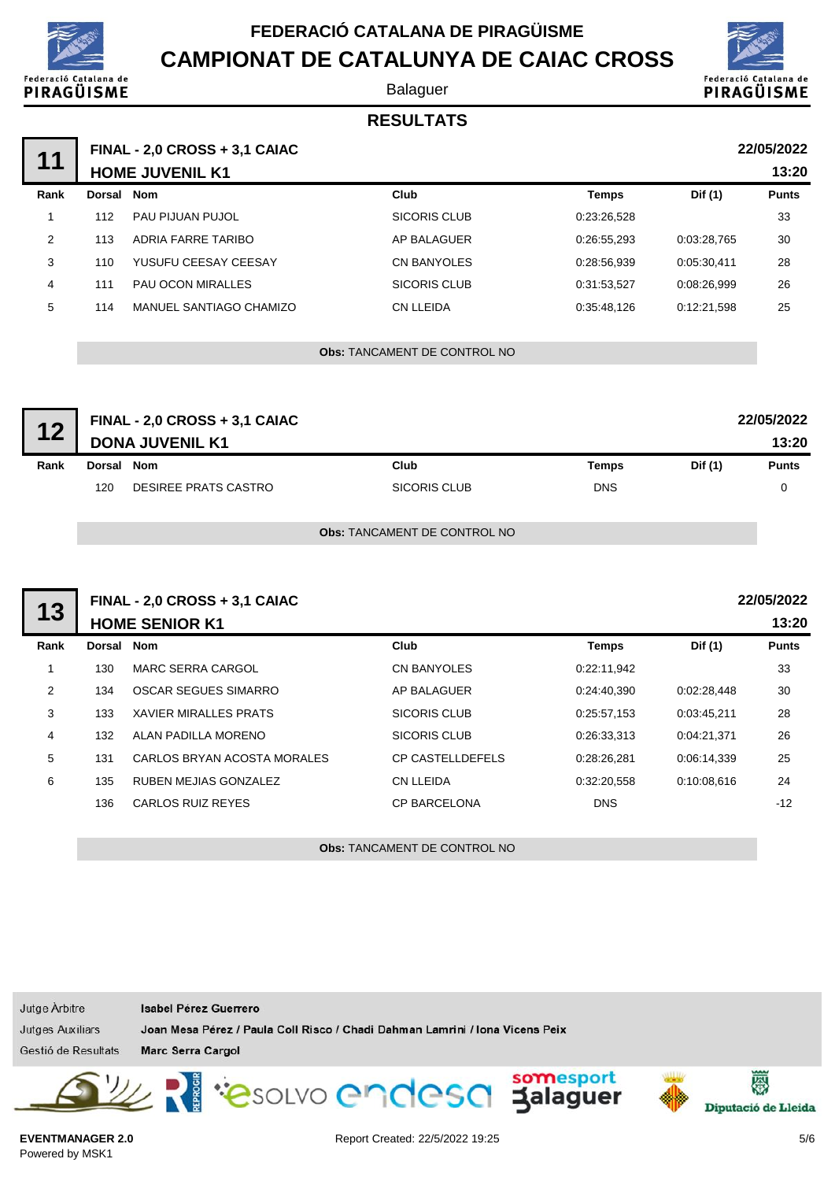# FEDERACIÓ CATALANA DE PIRAGÜISME

# CAMPIONAT DE CATALUNYA DE CAIAC CROSS

Balaguer

## RESULTATS

### 11 — FINAL - 2,0 CROSS + 3,1 CAIAC — HOME JUVENIL K1

22/05/2022 13:20

| Rank | Dorsal | Nom | Club | Temps | Dif (1) | Punts |
|---|---|---|---|---|---|---|
| 1 | 112 | PAU PIJUAN PUJOL | SICORIS CLUB | 0:23:26,528 | | 33 |
| 2 | 113 | ADRIA FARRE TARIBO | AP BALAGUER | 0:26:55,293 | 0:03:28,765 | 30 |
| 3 | 110 | YUSUFU CEESAY CEESAY | CN BANYOLES | 0:28:56,939 | 0:05:30,411 | 28 |
| 4 | 111 | PAU OCON MIRALLES | SICORIS CLUB | 0:31:53,527 | 0:08:26,999 | 26 |
| 5 | 114 | MANUEL SANTIAGO CHAMIZO | CN LLEIDA | 0:35:48,126 | 0:12:21,598 | 25 |

**Obs:** TANCAMENT DE CONTROL NO

### 12 — FINAL - 2,0 CROSS + 3,1 CAIAC — DONA JUVENIL K1

22/05/2022 13:20

| Rank | Dorsal | Nom | Club | Temps | Dif (1) | Punts |
|---|---|---|---|---|---|---|
| | 120 | DESIREE PRATS CASTRO | SICORIS CLUB | DNS | | 0 |

**Obs:** TANCAMENT DE CONTROL NO

### 13 — FINAL - 2,0 CROSS + 3,1 CAIAC — HOME SENIOR K1

22/05/2022 13:20

| Rank | Dorsal | Nom | Club | Temps | Dif (1) | Punts |
|---|---|---|---|---|---|---|
| 1 | 130 | MARC SERRA CARGOL | CN BANYOLES | 0:22:11,942 | | 33 |
| 2 | 134 | OSCAR SEGUES SIMARRO | AP BALAGUER | 0:24:40,390 | 0:02:28,448 | 30 |
| 3 | 133 | XAVIER MIRALLES PRATS | SICORIS CLUB | 0:25:57,153 | 0:03:45,211 | 28 |
| 4 | 132 | ALAN PADILLA MORENO | SICORIS CLUB | 0:26:33,313 | 0:04:21,371 | 26 |
| 5 | 131 | CARLOS BRYAN ACOSTA MORALES | CP CASTELLDEFELS | 0:28:26,281 | 0:06:14,339 | 25 |
| 6 | 135 | RUBEN MEJIAS GONZALEZ | CN LLEIDA | 0:32:20,558 | 0:10:08,616 | 24 |
| | 136 | CARLOS RUIZ REYES | CP BARCELONA | DNS | | -12 |

**Obs:** TANCAMENT DE CONTROL NO

| | |
|---|---|
| Jutge Àrbitre | **Isabel Pérez Guerrero** |
| Jutges Auxiliars | **Joan Mesa Pérez / Paula Coll Risco / Chadi Dahman Lamrini / Iona Vicens Peix** |
| Gestió de Resultats | **Marc Serra Cargol** |

**EVENTMANAGER 2.0**
Powered by MSK1

Report Created: 22/5/2022 19:25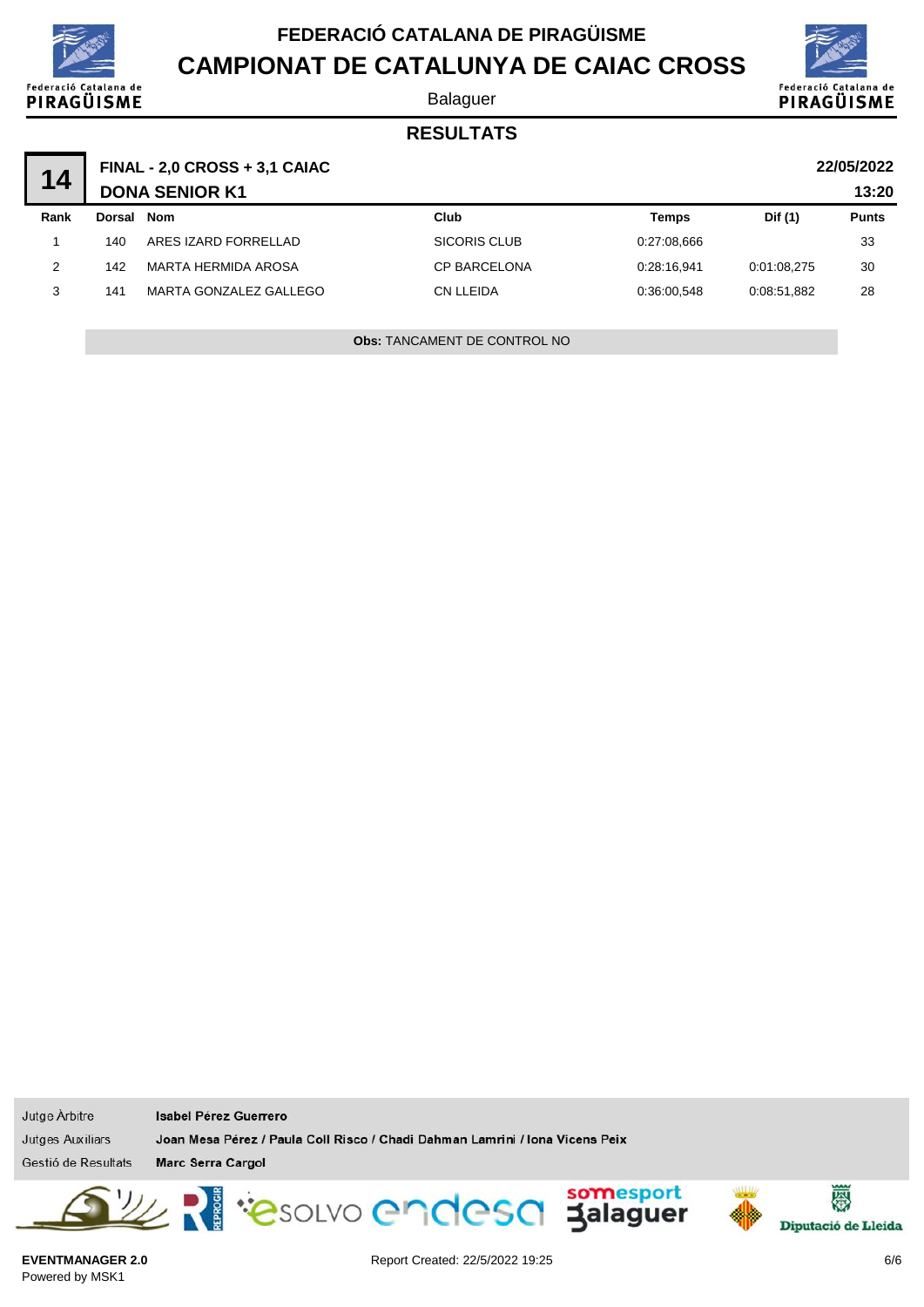# FEDERACIÓ CATALANA DE PIRAGÜISME

# CAMPIONAT DE CATALUNYA DE CAIAC CROSS

Balaguer

## RESULTATS

**14** **FINAL - 2,0 CROSS + 3,1 CAIAC** **22/05/2022**

**DONA SENIOR K1** **13:20**

| Rank | Dorsal | Nom | Club | Temps | Dif (1) | Punts |
|---|---|---|---|---|---|---|
| 1 | 140 | ARES IZARD FORRELLAD | SICORIS CLUB | 0:27:08,666 | | 33 |
| 2 | 142 | MARTA HERMIDA AROSA | CP BARCELONA | 0:28:16,941 | 0:01:08,275 | 30 |
| 3 | 141 | MARTA GONZALEZ GALLEGO | CN LLEIDA | 0:36:00,548 | 0:08:51,882 | 28 |

**Obs:** TANCAMENT DE CONTROL NO

Jutge Àrbitre **Isabel Pérez Guerrero**

Jutges Auxiliars **Joan Mesa Pérez / Paula Coll Risco / Chadi Dahman Lamrini / Iona Vicens Peix**

Gestió de Resultats **Marc Serra Cargol**

**EVENTMANAGER 2.0**
Powered by MSK1

Report Created: 22/5/2022 19:25